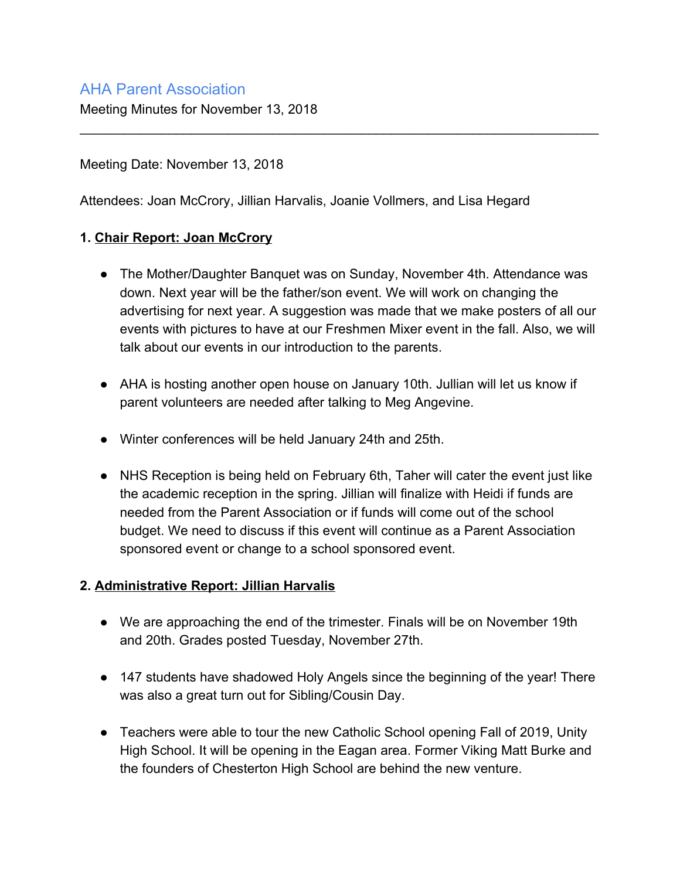## AHA Parent Association

Meeting Minutes for November 13, 2018

---

Meeting Date: November 13, 2018

Attendees: Joan McCrory, Jillian Harvalis, Joanie Vollmers, and Lisa Hegard

**1. Chair Report: Joan McCrory**

- The Mother/Daughter Banquet was on Sunday, November 4th. Attendance was down. Next year will be the father/son event. We will work on changing the advertising for next year. A suggestion was made that we make posters of all our events with pictures to have at our Freshmen Mixer event in the fall. Also, we will talk about our events in our introduction to the parents.

- AHA is hosting another open house on January 10th. Jullian will let us know if parent volunteers are needed after talking to Meg Angevine.

- Winter conferences will be held January 24th and 25th.

- NHS Reception is being held on February 6th, Taher will cater the event just like the academic reception in the spring. Jillian will finalize with Heidi if funds are needed from the Parent Association or if funds will come out of the school budget. We need to discuss if this event will continue as a Parent Association sponsored event or change to a school sponsored event.

**2. Administrative Report: Jillian Harvalis**

- We are approaching the end of the trimester. Finals will be on November 19th and 20th. Grades posted Tuesday, November 27th.

- 147 students have shadowed Holy Angels since the beginning of the year! There was also a great turn out for Sibling/Cousin Day.

- Teachers were able to tour the new Catholic School opening Fall of 2019, Unity High School. It will be opening in the Eagan area. Former Viking Matt Burke and the founders of Chesterton High School are behind the new venture.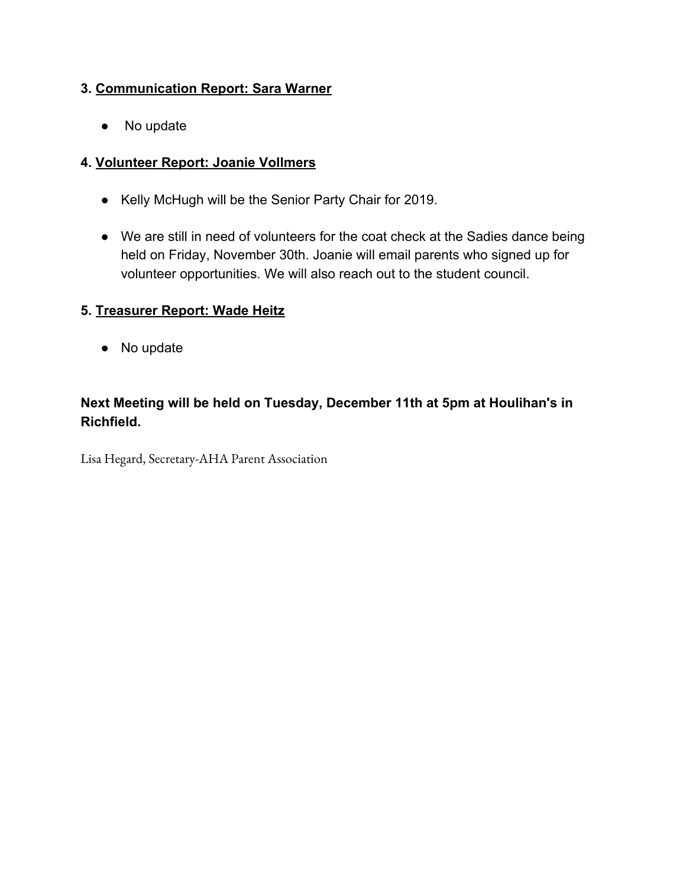### 3. Communication Report: Sara Warner

- No update

### 4. Volunteer Report: Joanie Vollmers

- Kelly McHugh will be the Senior Party Chair for 2019.
- We are still in need of volunteers for the coat check at the Sadies dance being held on Friday, November 30th. Joanie will email parents who signed up for volunteer opportunities. We will also reach out to the student council.

### 5. Treasurer Report: Wade Heitz

- No update

**Next Meeting will be held on Tuesday, December 11th at 5pm at Houlihan's in Richfield.**

Lisa Hegard, Secretary-AHA Parent Association